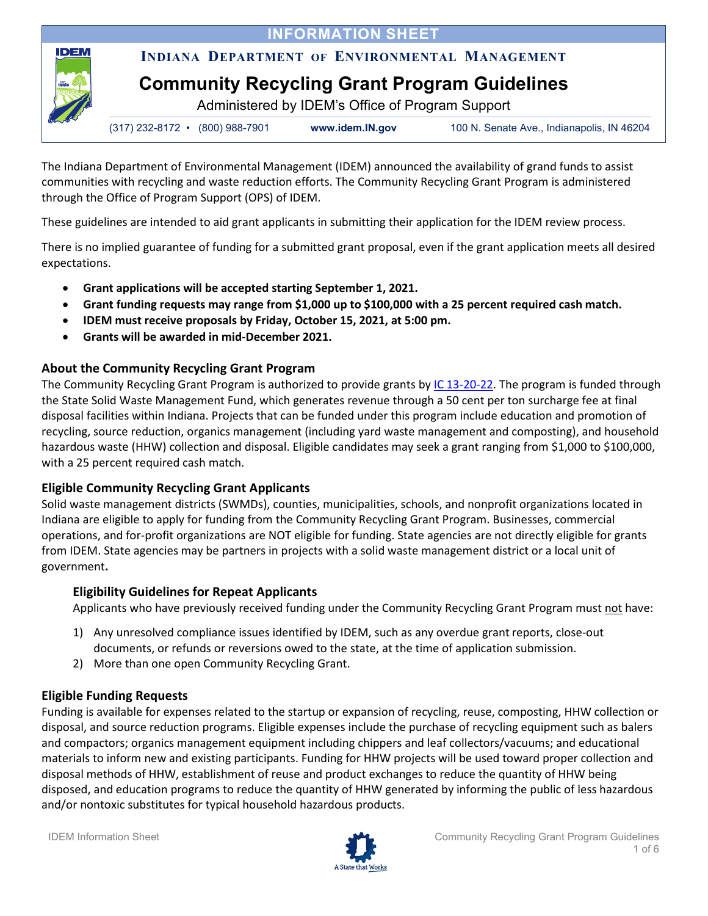# INFORMATION SHEET

**INDIANA DEPARTMENT OF ENVIRONMENTAL MANAGEMENT**

# Community Recycling Grant Program Guidelines

Administered by IDEM's Office of Program Support

(317) 232-8172 • (800) 988-7901 **www.idem.IN.gov** 100 N. Senate Ave., Indianapolis, IN 46204

The Indiana Department of Environmental Management (IDEM) announced the availability of grand funds to assist communities with recycling and waste reduction efforts. The Community Recycling Grant Program is administered through the Office of Program Support (OPS) of IDEM.

These guidelines are intended to aid grant applicants in submitting their application for the IDEM review process.

There is no implied guarantee of funding for a submitted grant proposal, even if the grant application meets all desired expectations.

- **Grant applications will be accepted starting September 1, 2021.**
- **Grant funding requests may range from $1,000 up to $100,000 with a 25 percent required cash match.**
- **IDEM must receive proposals by Friday, October 15, 2021, at 5:00 pm.**
- **Grants will be awarded in mid-December 2021.**

## About the Community Recycling Grant Program

The Community Recycling Grant Program is authorized to provide grants by IC 13-20-22. The program is funded through the State Solid Waste Management Fund, which generates revenue through a 50 cent per ton surcharge fee at final disposal facilities within Indiana. Projects that can be funded under this program include education and promotion of recycling, source reduction, organics management (including yard waste management and composting), and household hazardous waste (HHW) collection and disposal. Eligible candidates may seek a grant ranging from $1,000 to $100,000, with a 25 percent required cash match.

## Eligible Community Recycling Grant Applicants

Solid waste management districts (SWMDs), counties, municipalities, schools, and nonprofit organizations located in Indiana are eligible to apply for funding from the Community Recycling Grant Program. Businesses, commercial operations, and for-profit organizations are NOT eligible for funding. State agencies are not directly eligible for grants from IDEM. State agencies may be partners in projects with a solid waste management district or a local unit of government**.**

### Eligibility Guidelines for Repeat Applicants

Applicants who have previously received funding under the Community Recycling Grant Program must not have:

1) Any unresolved compliance issues identified by IDEM, such as any overdue grant reports, close-out documents, or refunds or reversions owed to the state, at the time of application submission.
2) More than one open Community Recycling Grant.

## Eligible Funding Requests

Funding is available for expenses related to the startup or expansion of recycling, reuse, composting, HHW collection or disposal, and source reduction programs. Eligible expenses include the purchase of recycling equipment such as balers and compactors; organics management equipment including chippers and leaf collectors/vacuums; and educational materials to inform new and existing participants. Funding for HHW projects will be used toward proper collection and disposal methods of HHW, establishment of reuse and product exchanges to reduce the quantity of HHW being disposed, and education programs to reduce the quantity of HHW generated by informing the public of less hazardous and/or nontoxic substitutes for typical household hazardous products.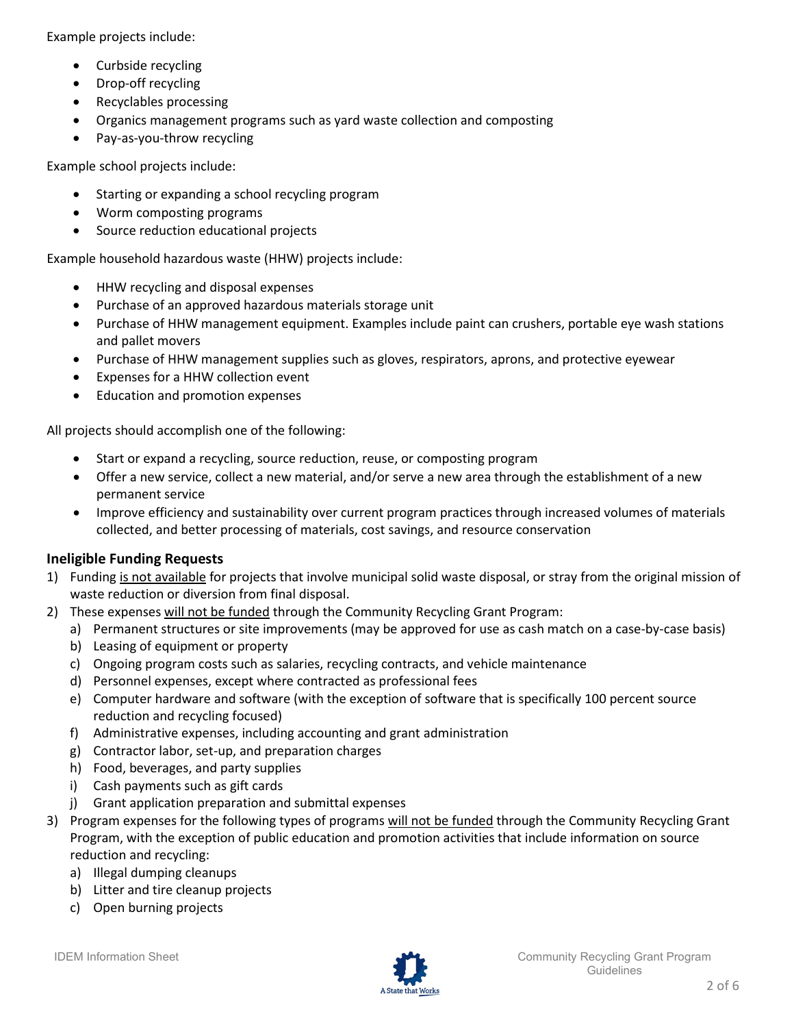Example projects include:

- Curbside recycling
- Drop-off recycling
- Recyclables processing
- Organics management programs such as yard waste collection and composting
- Pay-as-you-throw recycling

Example school projects include:

- Starting or expanding a school recycling program
- Worm composting programs
- Source reduction educational projects

Example household hazardous waste (HHW) projects include:

- HHW recycling and disposal expenses
- Purchase of an approved hazardous materials storage unit
- Purchase of HHW management equipment. Examples include paint can crushers, portable eye wash stations and pallet movers
- Purchase of HHW management supplies such as gloves, respirators, aprons, and protective eyewear
- Expenses for a HHW collection event
- Education and promotion expenses

All projects should accomplish one of the following:

- Start or expand a recycling, source reduction, reuse, or composting program
- Offer a new service, collect a new material, and/or serve a new area through the establishment of a new permanent service
- Improve efficiency and sustainability over current program practices through increased volumes of materials collected, and better processing of materials, cost savings, and resource conservation

### Ineligible Funding Requests

1) Funding is not available for projects that involve municipal solid waste disposal, or stray from the original mission of waste reduction or diversion from final disposal.
2) These expenses will not be funded through the Community Recycling Grant Program:
   a) Permanent structures or site improvements (may be approved for use as cash match on a case-by-case basis)
   b) Leasing of equipment or property
   c) Ongoing program costs such as salaries, recycling contracts, and vehicle maintenance
   d) Personnel expenses, except where contracted as professional fees
   e) Computer hardware and software (with the exception of software that is specifically 100 percent source reduction and recycling focused)
   f) Administrative expenses, including accounting and grant administration
   g) Contractor labor, set-up, and preparation charges
   h) Food, beverages, and party supplies
   i) Cash payments such as gift cards
   j) Grant application preparation and submittal expenses
3) Program expenses for the following types of programs will not be funded through the Community Recycling Grant Program, with the exception of public education and promotion activities that include information on source reduction and recycling:
   a) Illegal dumping cleanups
   b) Litter and tire cleanup projects
   c) Open burning projects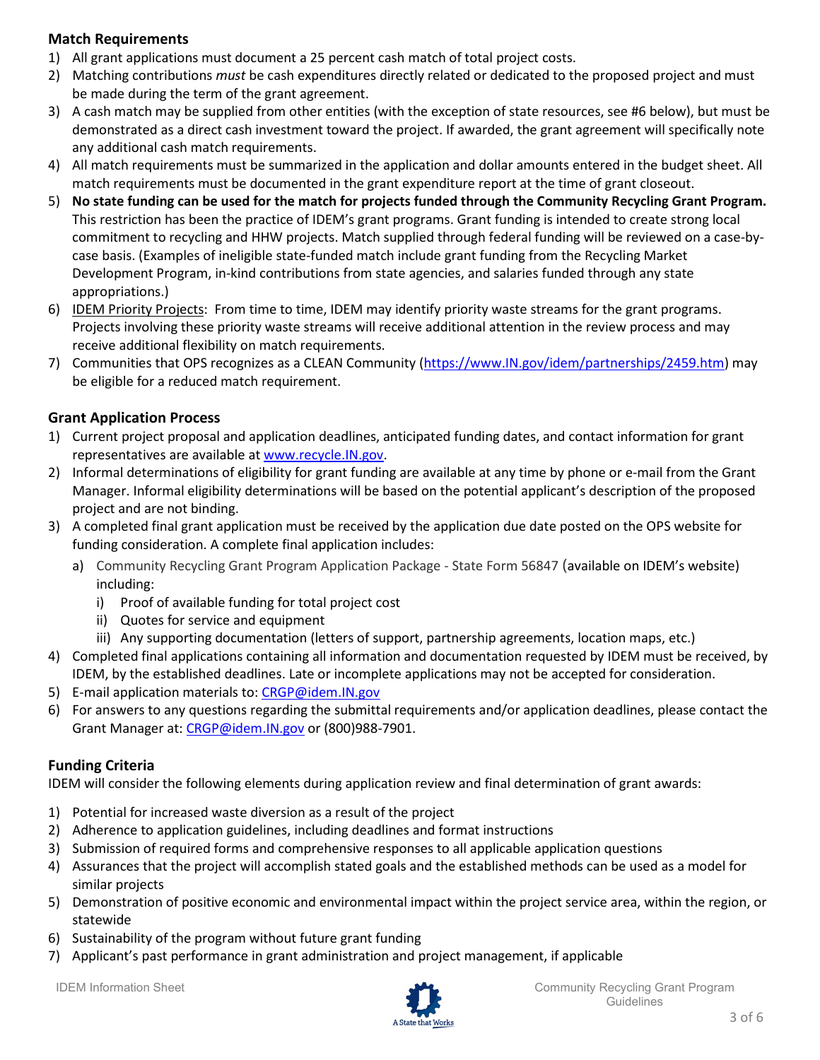## Match Requirements

1) All grant applications must document a 25 percent cash match of total project costs.
2) Matching contributions *must* be cash expenditures directly related or dedicated to the proposed project and must be made during the term of the grant agreement.
3) A cash match may be supplied from other entities (with the exception of state resources, see #6 below), but must be demonstrated as a direct cash investment toward the project. If awarded, the grant agreement will specifically note any additional cash match requirements.
4) All match requirements must be summarized in the application and dollar amounts entered in the budget sheet. All match requirements must be documented in the grant expenditure report at the time of grant closeout.
5) **No state funding can be used for the match for projects funded through the Community Recycling Grant Program.** This restriction has been the practice of IDEM's grant programs. Grant funding is intended to create strong local commitment to recycling and HHW projects. Match supplied through federal funding will be reviewed on a case-by-case basis. (Examples of ineligible state-funded match include grant funding from the Recycling Market Development Program, in-kind contributions from state agencies, and salaries funded through any state appropriations.)
6) IDEM Priority Projects: From time to time, IDEM may identify priority waste streams for the grant programs. Projects involving these priority waste streams will receive additional attention in the review process and may receive additional flexibility on match requirements.
7) Communities that OPS recognizes as a CLEAN Community (https://www.IN.gov/idem/partnerships/2459.htm) may be eligible for a reduced match requirement.

## Grant Application Process

1) Current project proposal and application deadlines, anticipated funding dates, and contact information for grant representatives are available at www.recycle.IN.gov.
2) Informal determinations of eligibility for grant funding are available at any time by phone or e-mail from the Grant Manager. Informal eligibility determinations will be based on the potential applicant's description of the proposed project and are not binding.
3) A completed final grant application must be received by the application due date posted on the OPS website for funding consideration. A complete final application includes:
   a) Community Recycling Grant Program Application Package - State Form 56847 (available on IDEM's website) including:
      i) Proof of available funding for total project cost
      ii) Quotes for service and equipment
      iii) Any supporting documentation (letters of support, partnership agreements, location maps, etc.)
4) Completed final applications containing all information and documentation requested by IDEM must be received, by IDEM, by the established deadlines. Late or incomplete applications may not be accepted for consideration.
5) E-mail application materials to: CRGP@idem.IN.gov
6) For answers to any questions regarding the submittal requirements and/or application deadlines, please contact the Grant Manager at: CRGP@idem.IN.gov or (800)988-7901.

## Funding Criteria

IDEM will consider the following elements during application review and final determination of grant awards:

1) Potential for increased waste diversion as a result of the project
2) Adherence to application guidelines, including deadlines and format instructions
3) Submission of required forms and comprehensive responses to all applicable application questions
4) Assurances that the project will accomplish stated goals and the established methods can be used as a model for similar projects
5) Demonstration of positive economic and environmental impact within the project service area, within the region, or statewide
6) Sustainability of the program without future grant funding
7) Applicant's past performance in grant administration and project management, if applicable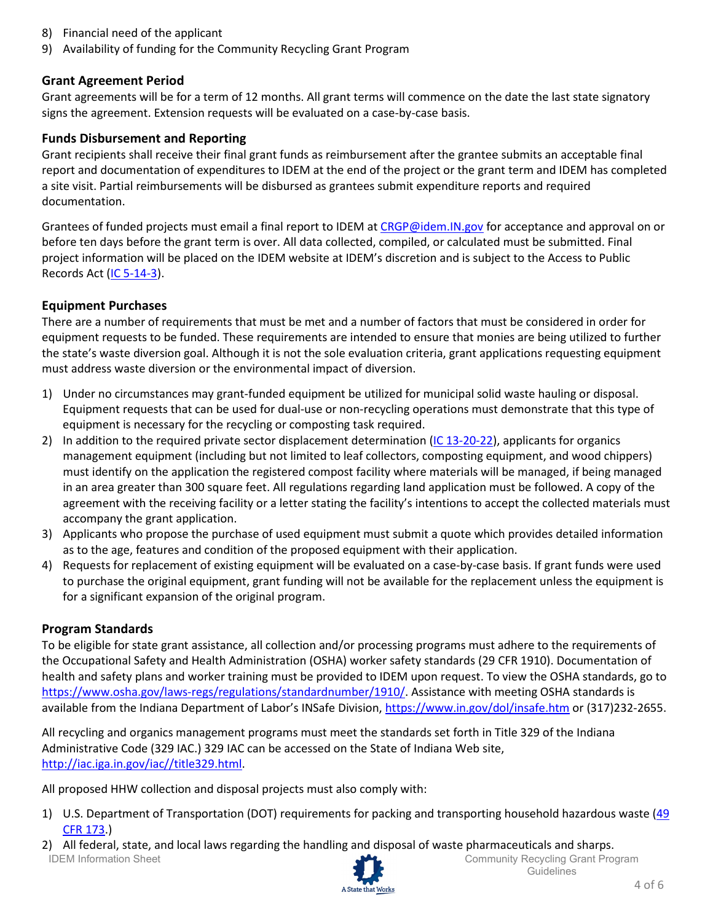8) Financial need of the applicant
9) Availability of funding for the Community Recycling Grant Program

### Grant Agreement Period

Grant agreements will be for a term of 12 months. All grant terms will commence on the date the last state signatory signs the agreement. Extension requests will be evaluated on a case-by-case basis.

### Funds Disbursement and Reporting

Grant recipients shall receive their final grant funds as reimbursement after the grantee submits an acceptable final report and documentation of expenditures to IDEM at the end of the project or the grant term and IDEM has completed a site visit. Partial reimbursements will be disbursed as grantees submit expenditure reports and required documentation.

Grantees of funded projects must email a final report to IDEM at [CRGP@idem.IN.gov](mailto:CRGP@idem.IN.gov) for acceptance and approval on or before ten days before the grant term is over. All data collected, compiled, or calculated must be submitted. Final project information will be placed on the IDEM website at IDEM's discretion and is subject to the Access to Public Records Act (IC 5-14-3).

### Equipment Purchases

There are a number of requirements that must be met and a number of factors that must be considered in order for equipment requests to be funded. These requirements are intended to ensure that monies are being utilized to further the state's waste diversion goal. Although it is not the sole evaluation criteria, grant applications requesting equipment must address waste diversion or the environmental impact of diversion.

1) Under no circumstances may grant-funded equipment be utilized for municipal solid waste hauling or disposal. Equipment requests that can be used for dual-use or non-recycling operations must demonstrate that this type of equipment is necessary for the recycling or composting task required.
2) In addition to the required private sector displacement determination (IC 13-20-22), applicants for organics management equipment (including but not limited to leaf collectors, composting equipment, and wood chippers) must identify on the application the registered compost facility where materials will be managed, if being managed in an area greater than 300 square feet. All regulations regarding land application must be followed. A copy of the agreement with the receiving facility or a letter stating the facility's intentions to accept the collected materials must accompany the grant application.
3) Applicants who propose the purchase of used equipment must submit a quote which provides detailed information as to the age, features and condition of the proposed equipment with their application.
4) Requests for replacement of existing equipment will be evaluated on a case-by-case basis. If grant funds were used to purchase the original equipment, grant funding will not be available for the replacement unless the equipment is for a significant expansion of the original program.

### Program Standards

To be eligible for state grant assistance, all collection and/or processing programs must adhere to the requirements of the Occupational Safety and Health Administration (OSHA) worker safety standards (29 CFR 1910). Documentation of health and safety plans and worker training must be provided to IDEM upon request. To view the OSHA standards, go to https://www.osha.gov/laws-regs/regulations/standardnumber/1910/. Assistance with meeting OSHA standards is available from the Indiana Department of Labor's INSafe Division, https://www.in.gov/dol/insafe.htm or (317)232-2655.

All recycling and organics management programs must meet the standards set forth in Title 329 of the Indiana Administrative Code (329 IAC.) 329 IAC can be accessed on the State of Indiana Web site, http://iac.iga.in.gov/iac//title329.html.

All proposed HHW collection and disposal projects must also comply with:

1) U.S. Department of Transportation (DOT) requirements for packing and transporting household hazardous waste (49 CFR 173.)
2) All federal, state, and local laws regarding the handling and disposal of waste pharmaceuticals and sharps.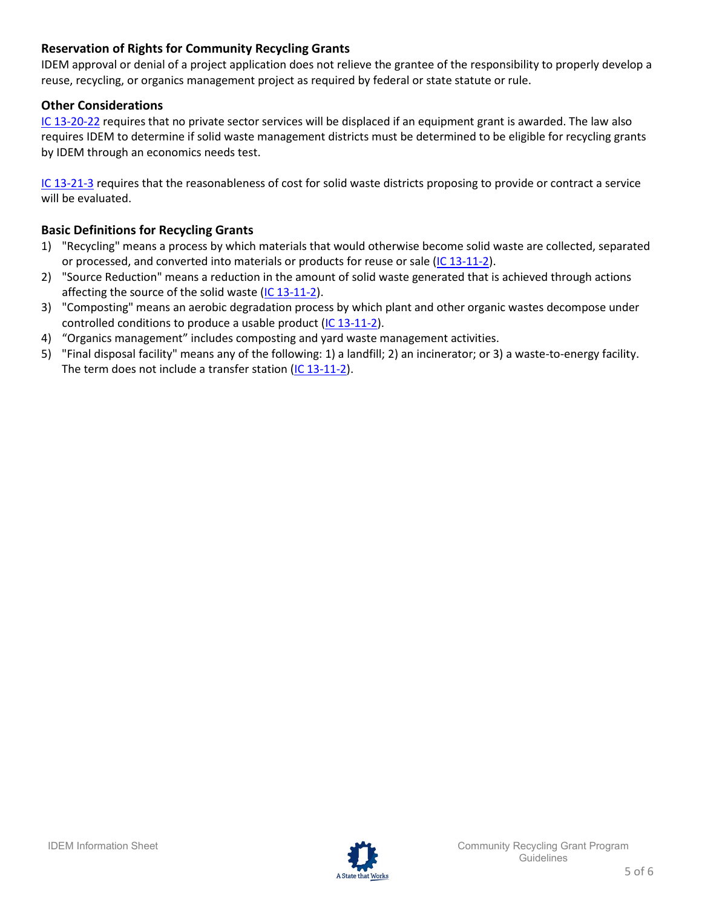### Reservation of Rights for Community Recycling Grants

IDEM approval or denial of a project application does not relieve the grantee of the responsibility to properly develop a reuse, recycling, or organics management project as required by federal or state statute or rule.

### Other Considerations

IC 13-20-22 requires that no private sector services will be displaced if an equipment grant is awarded. The law also requires IDEM to determine if solid waste management districts must be determined to be eligible for recycling grants by IDEM through an economics needs test.

IC 13-21-3 requires that the reasonableness of cost for solid waste districts proposing to provide or contract a service will be evaluated.

### Basic Definitions for Recycling Grants

1) "Recycling" means a process by which materials that would otherwise become solid waste are collected, separated or processed, and converted into materials or products for reuse or sale (IC 13-11-2).
2) "Source Reduction" means a reduction in the amount of solid waste generated that is achieved through actions affecting the source of the solid waste (IC 13-11-2).
3) "Composting" means an aerobic degradation process by which plant and other organic wastes decompose under controlled conditions to produce a usable product (IC 13-11-2).
4) “Organics management” includes composting and yard waste management activities.
5) "Final disposal facility" means any of the following: 1) a landfill; 2) an incinerator; or 3) a waste-to-energy facility. The term does not include a transfer station (IC 13-11-2).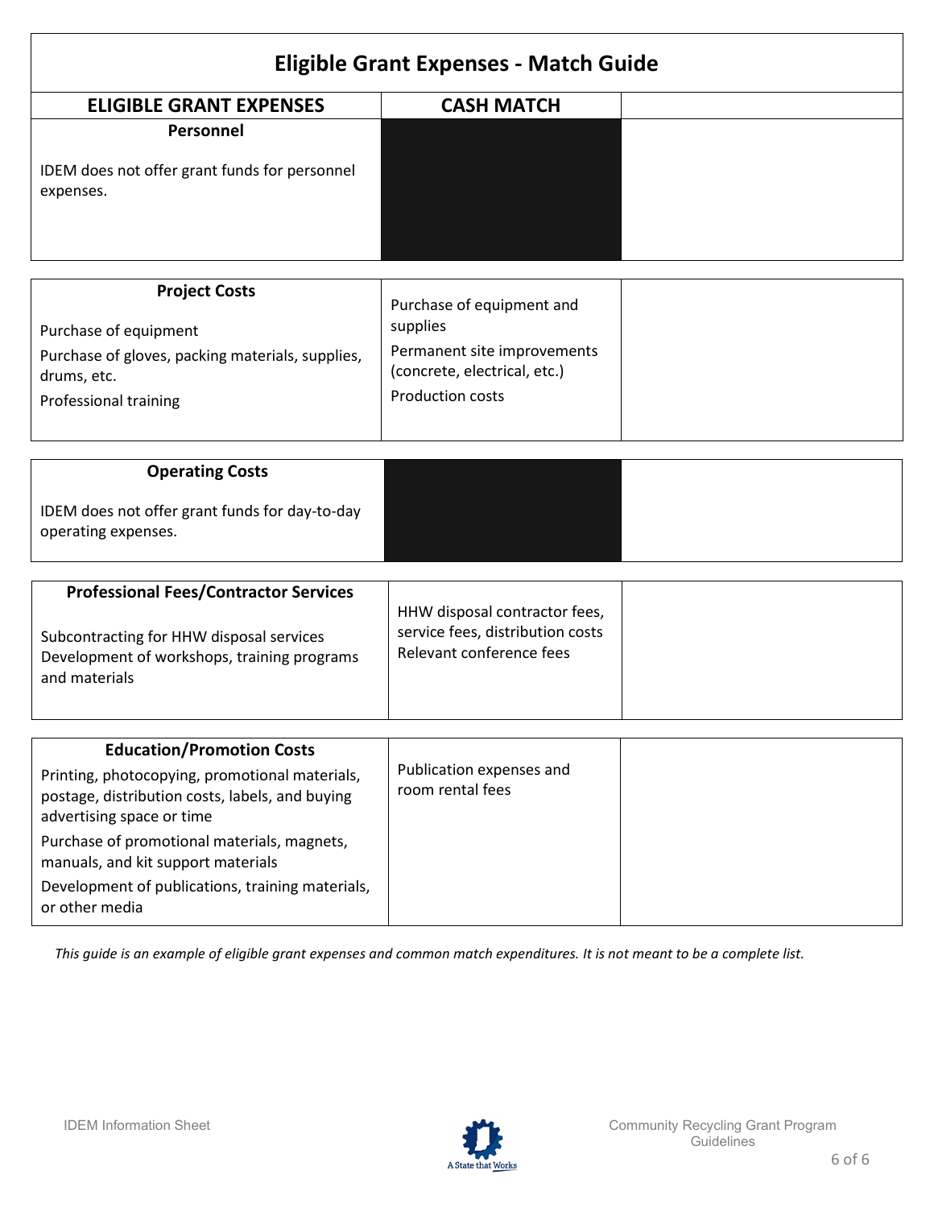## Eligible Grant Expenses - Match Guide

| ELIGIBLE GRANT EXPENSES | CASH MATCH | |
|---|---|---|
| **Personnel**<br><br>IDEM does not offer grant funds for personnel expenses. | | |
| **Project Costs**<br><br>Purchase of equipment<br>Purchase of gloves, packing materials, supplies, drums, etc.<br>Professional training | Purchase of equipment and supplies<br>Permanent site improvements (concrete, electrical, etc.)<br>Production costs | |
| **Operating Costs**<br><br>IDEM does not offer grant funds for day-to-day operating expenses. | | |
| **Professional Fees/Contractor Services**<br><br>Subcontracting for HHW disposal services<br>Development of workshops, training programs and materials | HHW disposal contractor fees, service fees, distribution costs<br>Relevant conference fees | |
| **Education/Promotion Costs**<br>Printing, photocopying, promotional materials, postage, distribution costs, labels, and buying advertising space or time<br>Purchase of promotional materials, magnets, manuals, and kit support materials<br>Development of publications, training materials, or other media | Publication expenses and room rental fees | |

*This guide is an example of eligible grant expenses and common match expenditures. It is not meant to be a complete list.*